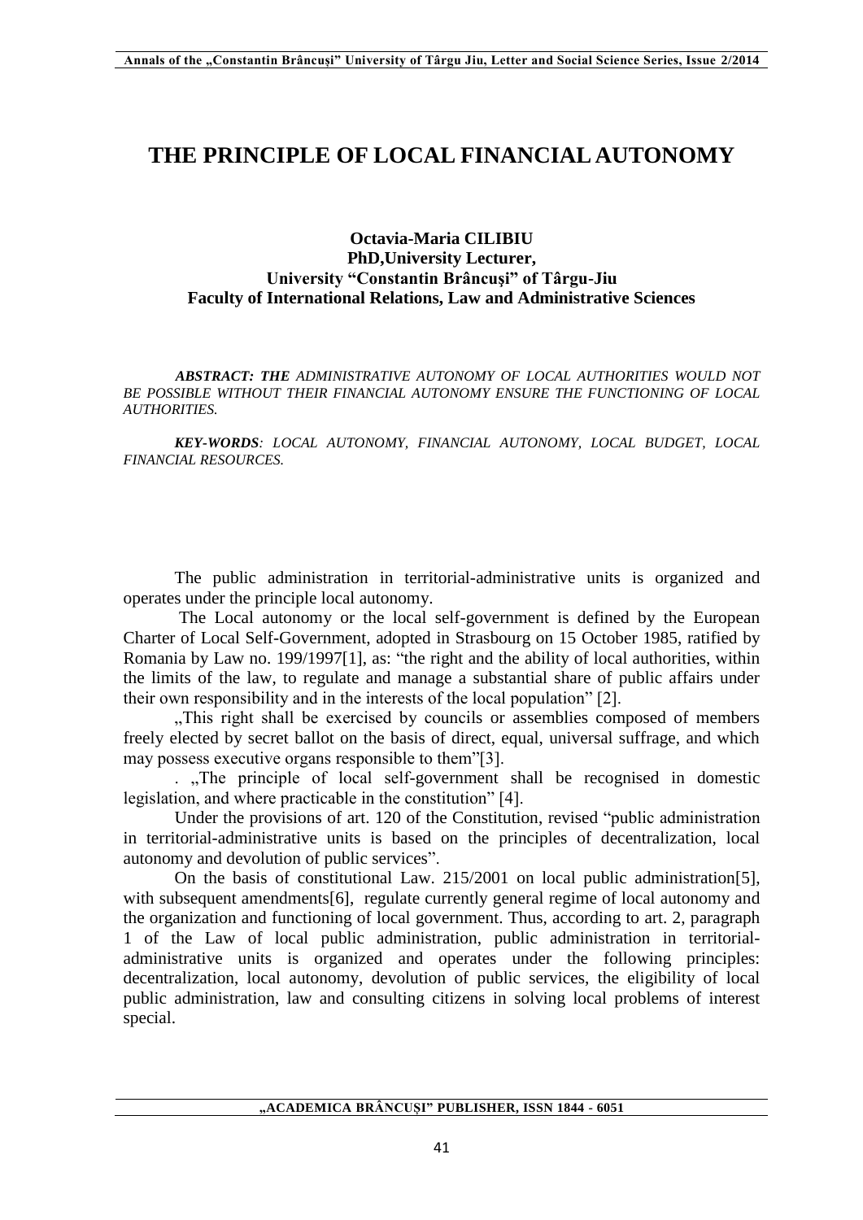# THE PRINCIPLE OF LOCAL FINANCIAL AUTONOMY

**Octavia-Maria CILIBIU**
**PhD,University Lecturer,**
**University "Constantin Brâncuşi" of Târgu-Jiu**
**Faculty of International Relations, Law and Administrative Sciences**

***ABSTRACT: THE*** *ADMINISTRATIVE AUTONOMY OF LOCAL AUTHORITIES WOULD NOT BE POSSIBLE WITHOUT THEIR FINANCIAL AUTONOMY ENSURE THE FUNCTIONING OF LOCAL AUTHORITIES.*

***KEY-WORDS****: LOCAL AUTONOMY, FINANCIAL AUTONOMY, LOCAL BUDGET, LOCAL FINANCIAL RESOURCES.*

The public administration in territorial-administrative units is organized and operates under the principle local autonomy.

The Local autonomy or the local self-government is defined by the European Charter of Local Self-Government, adopted in Strasbourg on 15 October 1985, ratified by Romania by Law no. 199/1997[1], as: "the right and the ability of local authorities, within the limits of the law, to regulate and manage a substantial share of public affairs under their own responsibility and in the interests of the local population" [2].

„This right shall be exercised by councils or assemblies composed of members freely elected by secret ballot on the basis of direct, equal, universal suffrage, and which may possess executive organs responsible to them"[3].

. „The principle of local self-government shall be recognised in domestic legislation, and where practicable in the constitution" [4].

Under the provisions of art. 120 of the Constitution, revised "public administration in territorial-administrative units is based on the principles of decentralization, local autonomy and devolution of public services".

On the basis of constitutional Law. 215/2001 on local public administration[5], with subsequent amendments[6], regulate currently general regime of local autonomy and the organization and functioning of local government. Thus, according to art. 2, paragraph 1 of the Law of local public administration, public administration in territorial-administrative units is organized and operates under the following principles: decentralization, local autonomy, devolution of public services, the eligibility of local public administration, law and consulting citizens in solving local problems of interest special.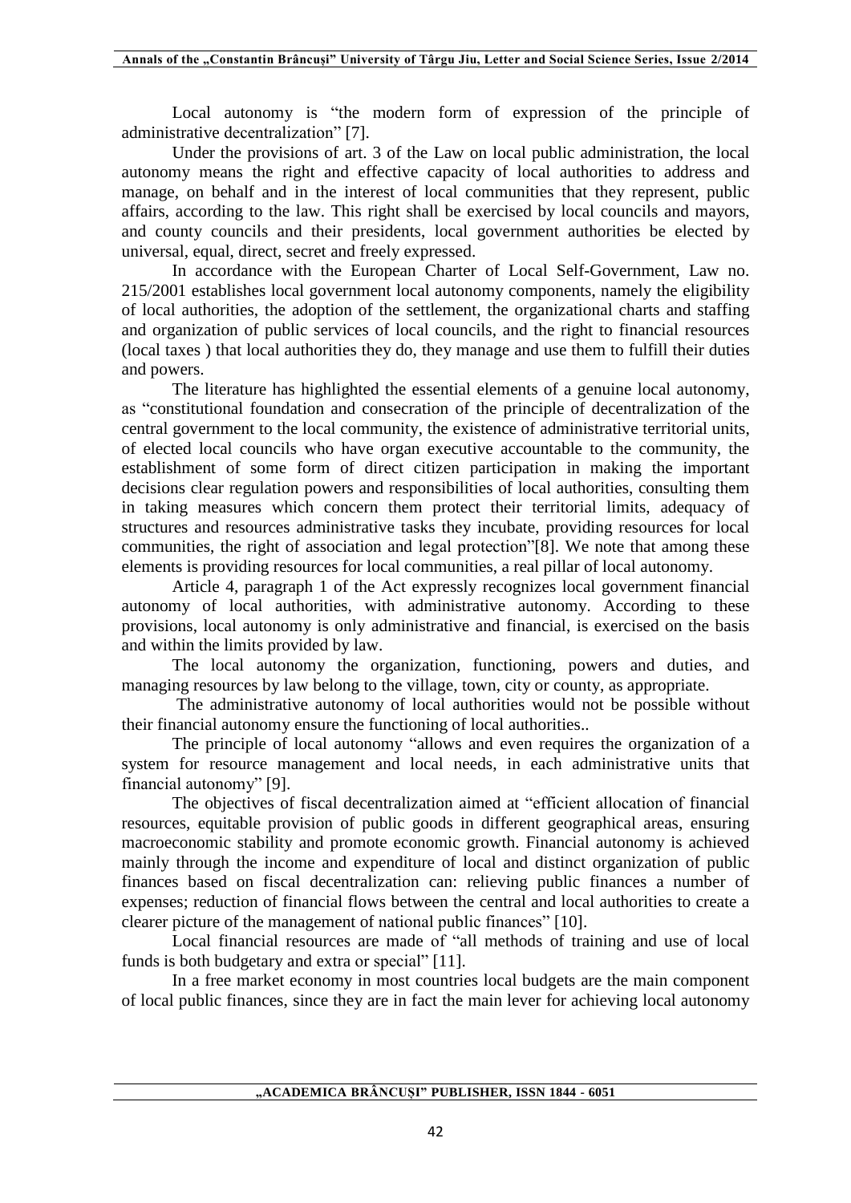Local autonomy is "the modern form of expression of the principle of administrative decentralization" [7].

Under the provisions of art. 3 of the Law on local public administration, the local autonomy means the right and effective capacity of local authorities to address and manage, on behalf and in the interest of local communities that they represent, public affairs, according to the law. This right shall be exercised by local councils and mayors, and county councils and their presidents, local government authorities be elected by universal, equal, direct, secret and freely expressed.

In accordance with the European Charter of Local Self-Government, Law no. 215/2001 establishes local government local autonomy components, namely the eligibility of local authorities, the adoption of the settlement, the organizational charts and staffing and organization of public services of local councils, and the right to financial resources (local taxes ) that local authorities they do, they manage and use them to fulfill their duties and powers.

The literature has highlighted the essential elements of a genuine local autonomy, as "constitutional foundation and consecration of the principle of decentralization of the central government to the local community, the existence of administrative territorial units, of elected local councils who have organ executive accountable to the community, the establishment of some form of direct citizen participation in making the important decisions clear regulation powers and responsibilities of local authorities, consulting them in taking measures which concern them protect their territorial limits, adequacy of structures and resources administrative tasks they incubate, providing resources for local communities, the right of association and legal protection"[8]. We note that among these elements is providing resources for local communities, a real pillar of local autonomy.

Article 4, paragraph 1 of the Act expressly recognizes local government financial autonomy of local authorities, with administrative autonomy. According to these provisions, local autonomy is only administrative and financial, is exercised on the basis and within the limits provided by law.

The local autonomy the organization, functioning, powers and duties, and managing resources by law belong to the village, town, city or county, as appropriate.

The administrative autonomy of local authorities would not be possible without their financial autonomy ensure the functioning of local authorities..

The principle of local autonomy "allows and even requires the organization of a system for resource management and local needs, in each administrative units that financial autonomy" [9].

The objectives of fiscal decentralization aimed at "efficient allocation of financial resources, equitable provision of public goods in different geographical areas, ensuring macroeconomic stability and promote economic growth. Financial autonomy is achieved mainly through the income and expenditure of local and distinct organization of public finances based on fiscal decentralization can: relieving public finances a number of expenses; reduction of financial flows between the central and local authorities to create a clearer picture of the management of national public finances" [10].

Local financial resources are made of "all methods of training and use of local funds is both budgetary and extra or special" [11].

In a free market economy in most countries local budgets are the main component of local public finances, since they are in fact the main lever for achieving local autonomy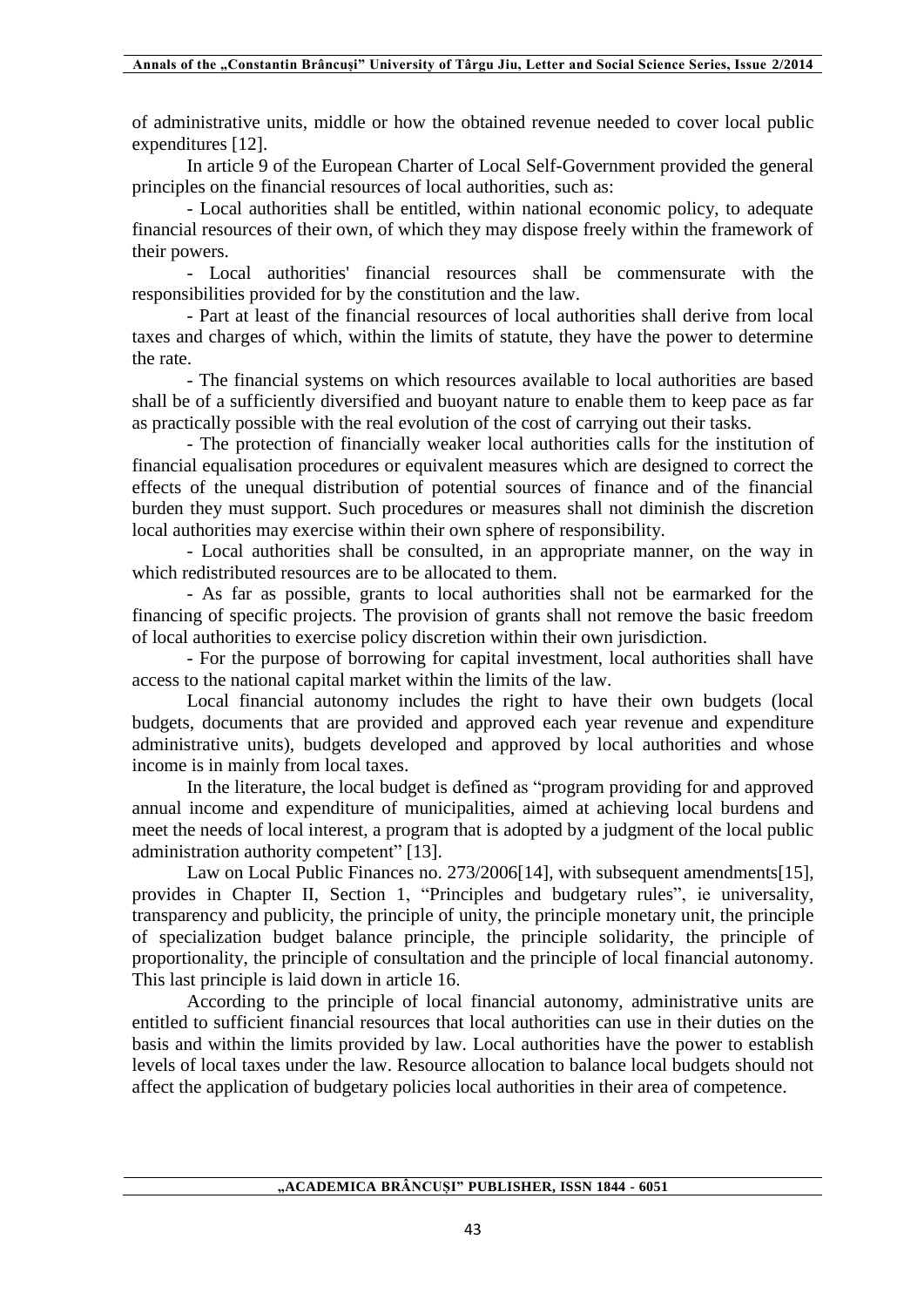of administrative units, middle or how the obtained revenue needed to cover local public expenditures [12].

In article 9 of the European Charter of Local Self-Government provided the general principles on the financial resources of local authorities, such as:

- Local authorities shall be entitled, within national economic policy, to adequate financial resources of their own, of which they may dispose freely within the framework of their powers.
- Local authorities' financial resources shall be commensurate with the responsibilities provided for by the constitution and the law.
- Part at least of the financial resources of local authorities shall derive from local taxes and charges of which, within the limits of statute, they have the power to determine the rate.
- The financial systems on which resources available to local authorities are based shall be of a sufficiently diversified and buoyant nature to enable them to keep pace as far as practically possible with the real evolution of the cost of carrying out their tasks.
- The protection of financially weaker local authorities calls for the institution of financial equalisation procedures or equivalent measures which are designed to correct the effects of the unequal distribution of potential sources of finance and of the financial burden they must support. Such procedures or measures shall not diminish the discretion local authorities may exercise within their own sphere of responsibility.
- Local authorities shall be consulted, in an appropriate manner, on the way in which redistributed resources are to be allocated to them.
- As far as possible, grants to local authorities shall not be earmarked for the financing of specific projects. The provision of grants shall not remove the basic freedom of local authorities to exercise policy discretion within their own jurisdiction.
- For the purpose of borrowing for capital investment, local authorities shall have access to the national capital market within the limits of the law.

Local financial autonomy includes the right to have their own budgets (local budgets, documents that are provided and approved each year revenue and expenditure administrative units), budgets developed and approved by local authorities and whose income is in mainly from local taxes.

In the literature, the local budget is defined as "program providing for and approved annual income and expenditure of municipalities, aimed at achieving local burdens and meet the needs of local interest, a program that is adopted by a judgment of the local public administration authority competent" [13].

Law on Local Public Finances no. 273/2006[14], with subsequent amendments[15], provides in Chapter II, Section 1, "Principles and budgetary rules", ie universality, transparency and publicity, the principle of unity, the principle monetary unit, the principle of specialization budget balance principle, the principle solidarity, the principle of proportionality, the principle of consultation and the principle of local financial autonomy. This last principle is laid down in article 16.

According to the principle of local financial autonomy, administrative units are entitled to sufficient financial resources that local authorities can use in their duties on the basis and within the limits provided by law. Local authorities have the power to establish levels of local taxes under the law. Resource allocation to balance local budgets should not affect the application of budgetary policies local authorities in their area of competence.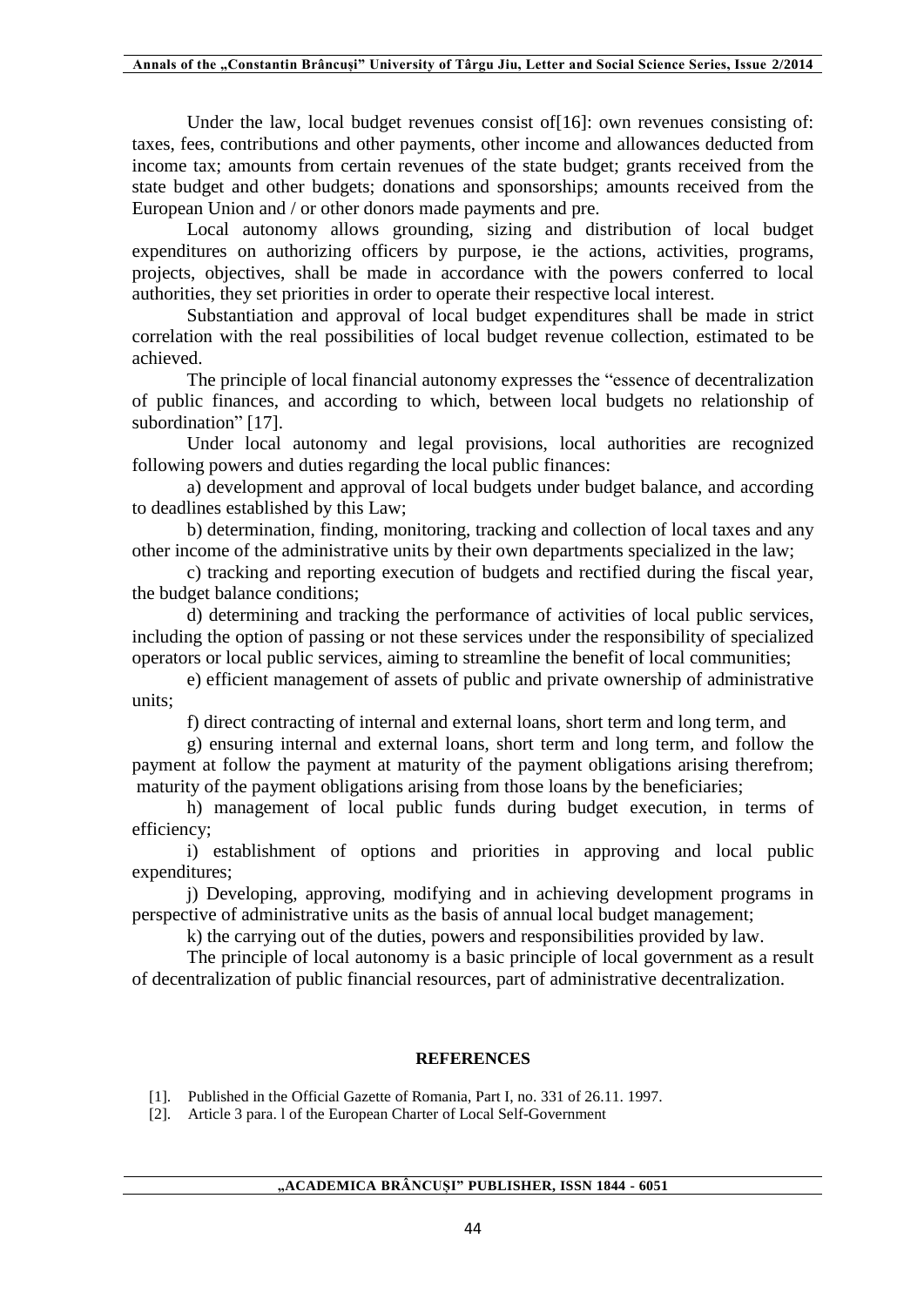Under the law, local budget revenues consist of[16]: own revenues consisting of: taxes, fees, contributions and other payments, other income and allowances deducted from income tax; amounts from certain revenues of the state budget; grants received from the state budget and other budgets; donations and sponsorships; amounts received from the European Union and / or other donors made payments and pre.

Local autonomy allows grounding, sizing and distribution of local budget expenditures on authorizing officers by purpose, ie the actions, activities, programs, projects, objectives, shall be made in accordance with the powers conferred to local authorities, they set priorities in order to operate their respective local interest.

Substantiation and approval of local budget expenditures shall be made in strict correlation with the real possibilities of local budget revenue collection, estimated to be achieved.

The principle of local financial autonomy expresses the "essence of decentralization of public finances, and according to which, between local budgets no relationship of subordination" [17].

Under local autonomy and legal provisions, local authorities are recognized following powers and duties regarding the local public finances:

a) development and approval of local budgets under budget balance, and according to deadlines established by this Law;

b) determination, finding, monitoring, tracking and collection of local taxes and any other income of the administrative units by their own departments specialized in the law;

c) tracking and reporting execution of budgets and rectified during the fiscal year, the budget balance conditions;

d) determining and tracking the performance of activities of local public services, including the option of passing or not these services under the responsibility of specialized operators or local public services, aiming to streamline the benefit of local communities;

e) efficient management of assets of public and private ownership of administrative units;

f) direct contracting of internal and external loans, short term and long term, and

g) ensuring internal and external loans, short term and long term, and follow the payment at follow the payment at maturity of the payment obligations arising therefrom; maturity of the payment obligations arising from those loans by the beneficiaries;

h) management of local public funds during budget execution, in terms of efficiency;

i) establishment of options and priorities in approving and local public expenditures;

j) Developing, approving, modifying and in achieving development programs in perspective of administrative units as the basis of annual local budget management;

k) the carrying out of the duties, powers and responsibilities provided by law.

The principle of local autonomy is a basic principle of local government as a result of decentralization of public financial resources, part of administrative decentralization.

## REFERENCES

[1]. Published in the Official Gazette of Romania, Part I, no. 331 of 26.11. 1997.

[2]. Article 3 para. l of the European Charter of Local Self-Government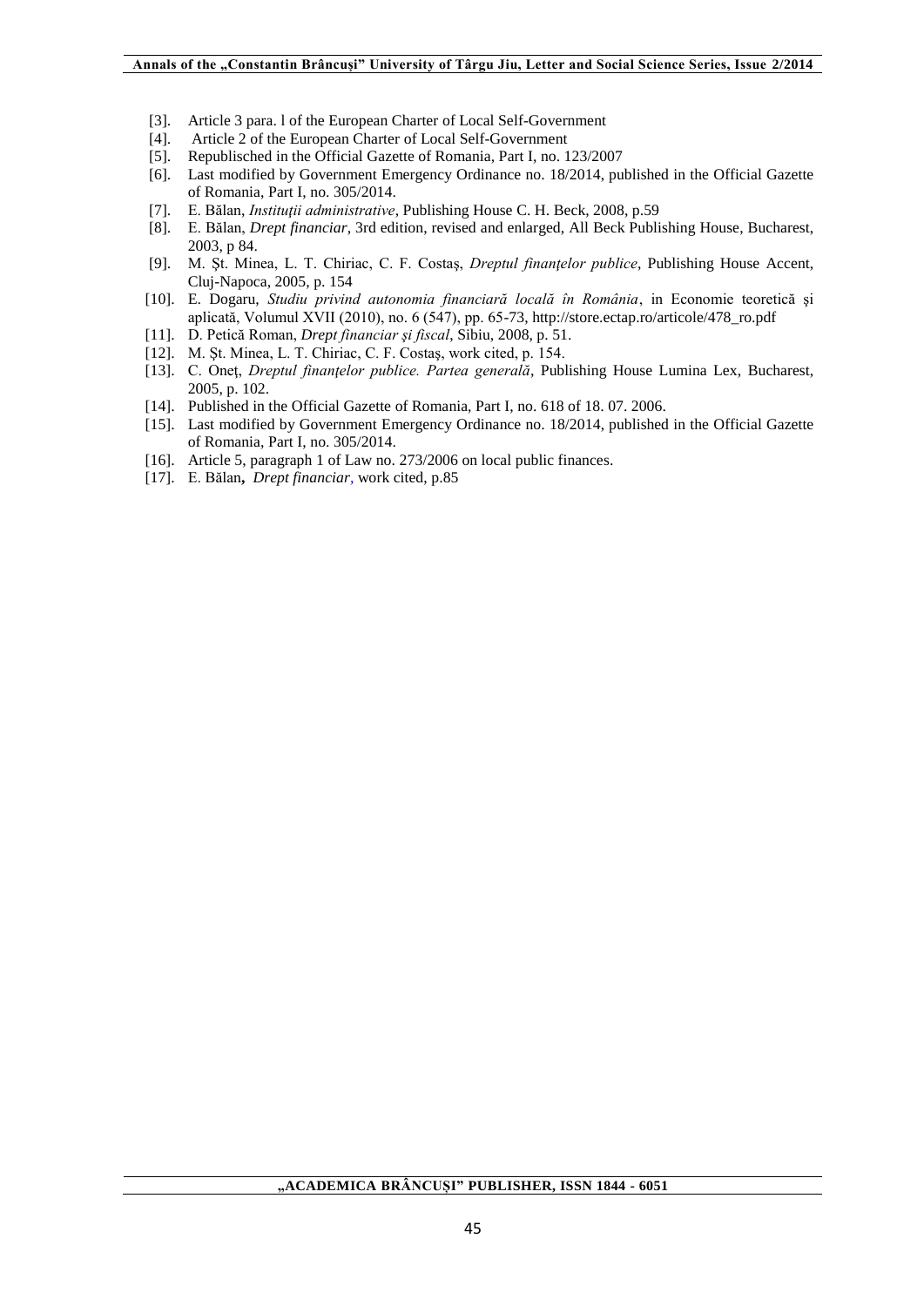[3]. Article 3 para. l of the European Charter of Local Self-Government

[4]. Article 2 of the European Charter of Local Self-Government

[5]. Republisched in the Official Gazette of Romania, Part I, no. 123/2007

[6]. Last modified by Government Emergency Ordinance no. 18/2014, published in the Official Gazette of Romania, Part I, no. 305/2014.

[7]. E. Bălan, *Instituţii administrative*, Publishing House C. H. Beck, 2008, p.59

[8]. E. Bălan, *Drept financiar*, 3rd edition, revised and enlarged, All Beck Publishing House, Bucharest, 2003, p 84.

[9]. M. Şt. Minea, L. T. Chiriac, C. F. Costaş, *Dreptul finanţelor publice*, Publishing House Accent, Cluj-Napoca, 2005, p. 154

[10]. E. Dogaru, *Studiu privind autonomia financiară locală în România*, in Economie teoretică şi aplicată, Volumul XVII (2010), no. 6 (547), pp. 65-73, http://store.ectap.ro/articole/478_ro.pdf

[11]. D. Petică Roman, *Drept financiar şi fiscal*, Sibiu, 2008, p. 51.

[12]. M. Şt. Minea, L. T. Chiriac, C. F. Costaş, work cited, p. 154.

[13]. C. Oneţ, *Dreptul finanţelor publice. Partea generală*, Publishing House Lumina Lex, Bucharest, 2005, p. 102.

[14]. Published in the Official Gazette of Romania, Part I, no. 618 of 18. 07. 2006.

[15]. Last modified by Government Emergency Ordinance no. 18/2014, published in the Official Gazette of Romania, Part I, no. 305/2014.

[16]. Article 5, paragraph 1 of Law no. 273/2006 on local public finances.

[17]. E. Bălan**,** *Drept financiar*, work cited, p.85